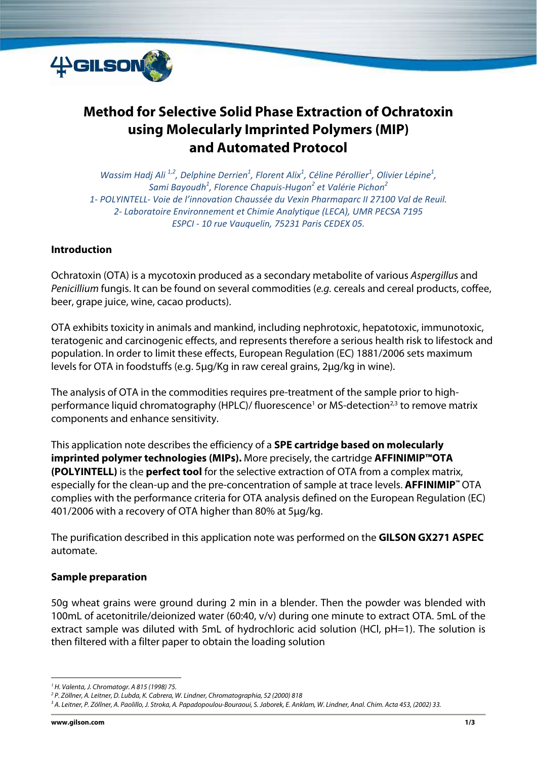# Method for Selective Solid Phase Extraction of Ochratoxin using Molecularly Imprinted Polymers (MIP) and Automated Protocol

*Wassim Hadj Ali [1,2], Delphine Derrien[1], Florent Alix[1], Céline Pérollier[1], Olivier Lépine[1], Sami Bayoudh[1], Florence Chapuis-Hugon[2] et Valérie Pichon[2]*

*1- POLYINTELL- Voie de l'innovation Chaussée du Vexin Pharmaparc II 27100 Val de Reuil.*

*2- Laboratoire Environnement et Chimie Analytique (LECA), UMR PECSA 7195 ESPCI - 10 rue Vauquelin, 75231 Paris CEDEX 05.*

## Introduction

Ochratoxin (OTA) is a mycotoxin produced as a secondary metabolite of various *Aspergillus* and *Penicillium* fungis. It can be found on several commodities (*e.g.* cereals and cereal products, coffee, beer, grape juice, wine, cacao products).

OTA exhibits toxicity in animals and mankind, including nephrotoxic, hepatotoxic, immunotoxic, teratogenic and carcinogenic effects, and represents therefore a serious health risk to lifestock and population. In order to limit these effects, European Regulation (EC) 1881/2006 sets maximum levels for OTA in foodstuffs (e.g. 5µg/Kg in raw cereal grains, 2µg/kg in wine).

The analysis of OTA in the commodities requires pre-treatment of the sample prior to high-performance liquid chromatography (HPLC)/ fluorescence[1] or MS-detection[2,3] to remove matrix components and enhance sensitivity.

This application note describes the efficiency of a **SPE cartridge based on molecularly imprinted polymer technologies (MIPs).** More precisely, the cartridge **AFFINIMIP™OTA (POLYINTELL)** is the **perfect tool** for the selective extraction of OTA from a complex matrix, especially for the clean-up and the pre-concentration of sample at trace levels. **AFFINIMIP™** OTA complies with the performance criteria for OTA analysis defined on the European Regulation (EC) 401/2006 with a recovery of OTA higher than 80% at 5µg/kg.

The purification described in this application note was performed on the **GILSON GX271 ASPEC** automate.

## Sample preparation

50g wheat grains were ground during 2 min in a blender. Then the powder was blended with 100mL of acetonitrile/deionized water (60:40, v/v) during one minute to extract OTA. 5mL of the extract sample was diluted with 5mL of hydrochloric acid solution (HCl, pH=1). The solution is then filtered with a filter paper to obtain the loading solution

---

[1] *H. Valenta, J. Chromatogr. A 815 (1998) 75.*

[2] *P. Zöllner, A. Leitner, D. Lubda, K. Cabrera, W. Lindner, Chromatographia, 52 (2000) 818*

[3] *A. Leitner, P. Zöllner, A. Paolillo, J. Stroka, A. Papadopoulou-Bouraoui, S. Jaborek, E. Anklam, W. Lindner, Anal. Chim. Acta 453, (2002) 33.*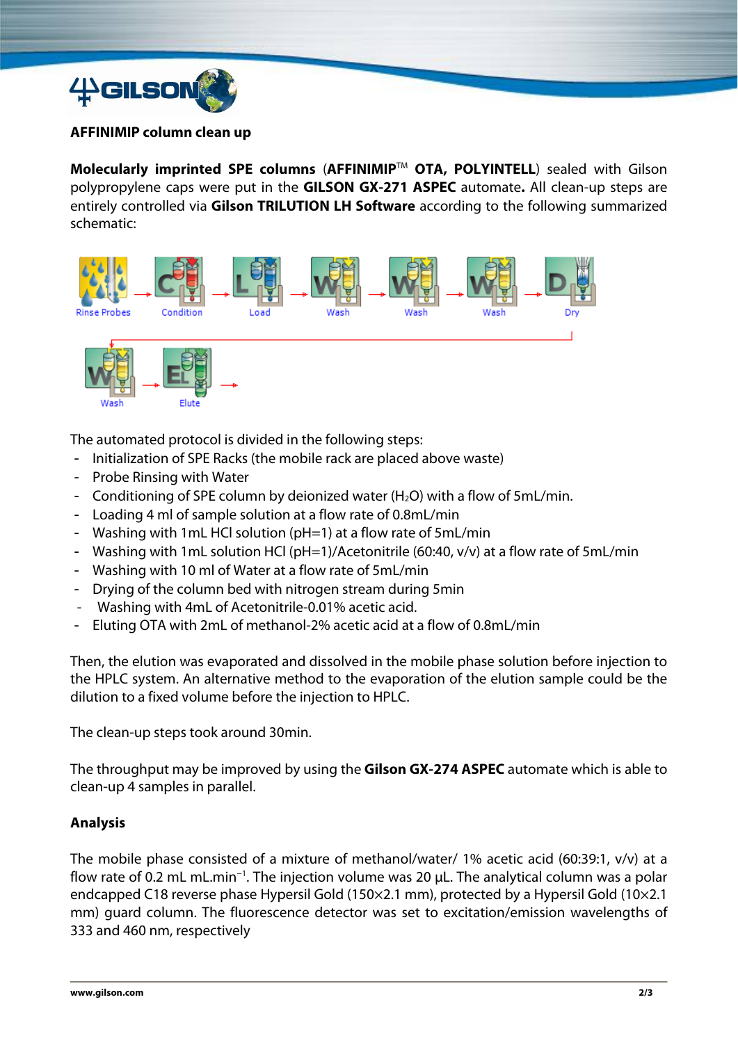**AFFINIMIP column clean up**

**Molecularly imprinted SPE columns** (**AFFINIMIP**™ **OTA, POLYINTELL**) sealed with Gilson polypropylene caps were put in the **GILSON GX-271 ASPEC** automate**.** All clean-up steps are entirely controlled via **Gilson TRILUTION LH Software** according to the following summarized schematic:

Rinse Probes → Condition → Load → Wash → Wash → Wash → Dry → Wash → Elute →

The automated protocol is divided in the following steps:

- Initialization of SPE Racks (the mobile rack are placed above waste)
- Probe Rinsing with Water
- Conditioning of SPE column by deionized water ($H_2O$) with a flow of 5mL/min.
- Loading 4 ml of sample solution at a flow rate of 0.8mL/min
- Washing with 1mL HCl solution (pH=1) at a flow rate of 5mL/min
- Washing with 1mL solution HCl (pH=1)/Acetonitrile (60:40, v/v) at a flow rate of 5mL/min
- Washing with 10 ml of Water at a flow rate of 5mL/min
- Drying of the column bed with nitrogen stream during 5min
- Washing with 4mL of Acetonitrile-0.01% acetic acid.
- Eluting OTA with 2mL of methanol-2% acetic acid at a flow of 0.8mL/min

Then, the elution was evaporated and dissolved in the mobile phase solution before injection to the HPLC system. An alternative method to the evaporation of the elution sample could be the dilution to a fixed volume before the injection to HPLC.

The clean-up steps took around 30min.

The throughput may be improved by using the **Gilson GX-274 ASPEC** automate which is able to clean-up 4 samples in parallel.

**Analysis**

The mobile phase consisted of a mixture of methanol/water/ 1% acetic acid (60:39:1, v/v) at a flow rate of 0.2 mL mL.min$^{-1}$. The injection volume was 20 µL. The analytical column was a polar endcapped C18 reverse phase Hypersil Gold (150×2.1 mm), protected by a Hypersil Gold (10×2.1 mm) guard column. The fluorescence detector was set to excitation/emission wavelengths of 333 and 460 nm, respectively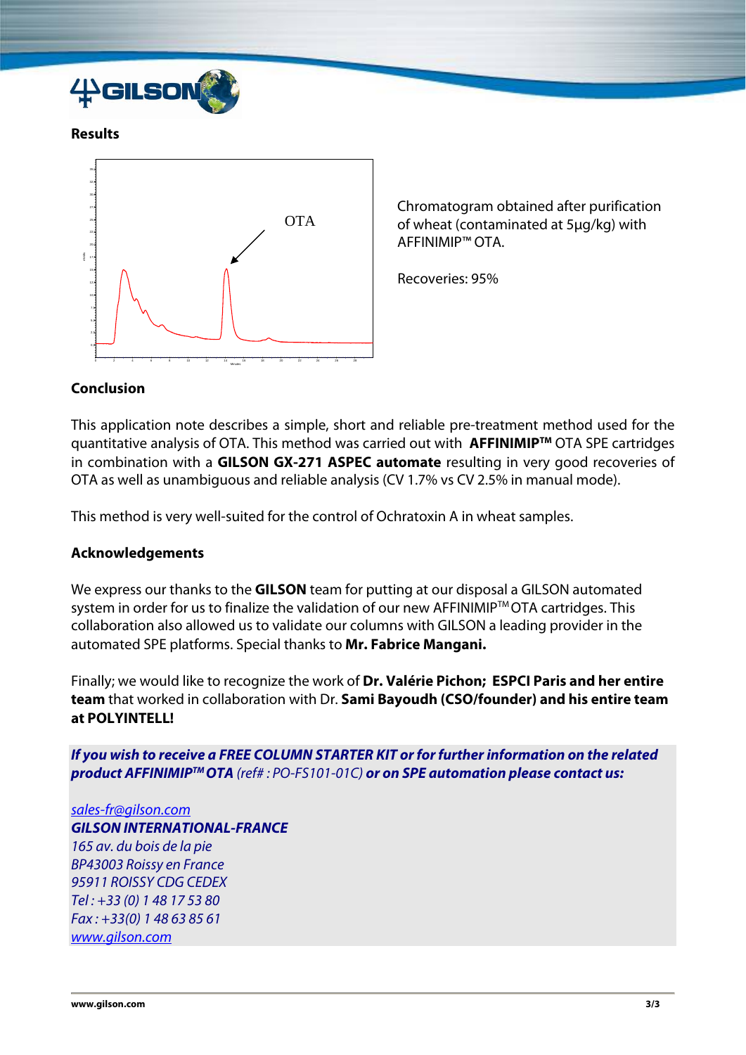## Results

OTA

Chromatogram obtained after purification of wheat (contaminated at 5µg/kg) with AFFINIMIP™ OTA.

Recoveries: 95%

## Conclusion

This application note describes a simple, short and reliable pre-treatment method used for the quantitative analysis of OTA. This method was carried out with **AFFINIMIP™** OTA SPE cartridges in combination with a **GILSON GX-271 ASPEC automate** resulting in very good recoveries of OTA as well as unambiguous and reliable analysis (CV 1.7% vs CV 2.5% in manual mode).

This method is very well-suited for the control of Ochratoxin A in wheat samples.

## Acknowledgements

We express our thanks to the **GILSON** team for putting at our disposal a GILSON automated system in order for us to finalize the validation of our new AFFINIMIP™ OTA cartridges. This collaboration also allowed us to validate our columns with GILSON a leading provider in the automated SPE platforms. Special thanks to **Mr. Fabrice Mangani.**

Finally; we would like to recognize the work of **Dr. Valérie Pichon; ESPCI Paris and her entire team** that worked in collaboration with Dr. **Sami Bayoudh (CSO/founder) and his entire team at POLYINTELL!**

***If you wish to receive a FREE COLUMN STARTER KIT or for further information on the related product AFFINIMIP™ OTA*** *(ref# : PO-FS101-01C)* ***or on SPE automation please contact us:***

*sales-fr@gilson.com*
***GILSON INTERNATIONAL-FRANCE***
*165 av. du bois de la pie*
*BP43003 Roissy en France*
*95911 ROISSY CDG CEDEX*
*Tel : +33 (0) 1 48 17 53 80*
*Fax : +33(0) 1 48 63 85 61*
*www.gilson.com*